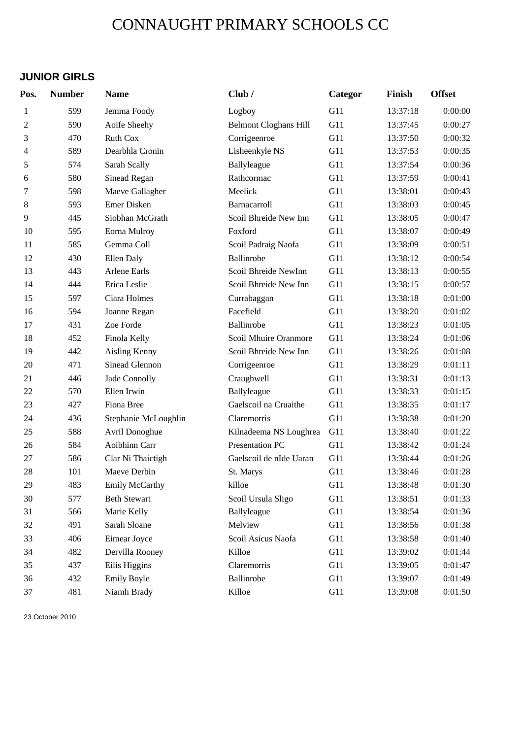# CONNAUGHT PRIMARY SCHOOLS CC

## JUNIOR GIRLS

| Pos. | Number | Name | Club / | Categor | Finish | Offset |
|---|---|---|---|---|---|---|
| 1 | 599 | Jemma Foody | Logboy | G11 | 13:37:18 | 0:00:00 |
| 2 | 590 | Aoife Sheehy | Belmont Cloghans Hill | G11 | 13:37:45 | 0:00:27 |
| 3 | 470 | Ruth Cox | Corrigeenroe | G11 | 13:37:50 | 0:00:32 |
| 4 | 589 | Dearbhla Cronin | Lisheenkyle NS | G11 | 13:37:53 | 0:00:35 |
| 5 | 574 | Sarah Scally | Ballyleague | G11 | 13:37:54 | 0:00:36 |
| 6 | 580 | Sinead Regan | Rathcormac | G11 | 13:37:59 | 0:00:41 |
| 7 | 598 | Maeve Gallagher | Meelick | G11 | 13:38:01 | 0:00:43 |
| 8 | 593 | Emer Disken | Barnacarroll | G11 | 13:38:03 | 0:00:45 |
| 9 | 445 | Siobhan McGrath | Scoil Bhreide New Inn | G11 | 13:38:05 | 0:00:47 |
| 10 | 595 | Eorna Mulroy | Foxford | G11 | 13:38:07 | 0:00:49 |
| 11 | 585 | Gemma Coll | Scoil Padraig Naofa | G11 | 13:38:09 | 0:00:51 |
| 12 | 430 | Ellen Daly | Ballinrobe | G11 | 13:38:12 | 0:00:54 |
| 13 | 443 | Arlene Earls | Scoil Bhreide NewInn | G11 | 13:38:13 | 0:00:55 |
| 14 | 444 | Erica Leslie | Scoil Bhreide New Inn | G11 | 13:38:15 | 0:00:57 |
| 15 | 597 | Ciara Holmes | Currabaggan | G11 | 13:38:18 | 0:01:00 |
| 16 | 594 | Joanne Regan | Facefield | G11 | 13:38:20 | 0:01:02 |
| 17 | 431 | Zoe Forde | Ballinrobe | G11 | 13:38:23 | 0:01:05 |
| 18 | 452 | Finola Kelly | Scoil Mhuire Oranmore | G11 | 13:38:24 | 0:01:06 |
| 19 | 442 | Aisling Kenny | Scoil Bhreide New Inn | G11 | 13:38:26 | 0:01:08 |
| 20 | 471 | Sinead Glennon | Corrigeenroe | G11 | 13:38:29 | 0:01:11 |
| 21 | 446 | Jade Connolly | Craughwell | G11 | 13:38:31 | 0:01:13 |
| 22 | 570 | Ellen Irwin | Ballyleague | G11 | 13:38:33 | 0:01:15 |
| 23 | 427 | Fiona Bree | Gaelscoil na Cruaithe | G11 | 13:38:35 | 0:01:17 |
| 24 | 436 | Stephanie McLoughlin | Claremorris | G11 | 13:38:38 | 0:01:20 |
| 25 | 588 | Avril Donoghue | Kilnadeema NS Loughrea | G11 | 13:38:40 | 0:01:22 |
| 26 | 584 | Aoibhinn Carr | Presentation PC | G11 | 13:38:42 | 0:01:24 |
| 27 | 586 | Clar Ni Thaictigh | Gaelscoil de nIde Uaran | G11 | 13:38:44 | 0:01:26 |
| 28 | 101 | Maeve Derbin | St. Marys | G11 | 13:38:46 | 0:01:28 |
| 29 | 483 | Emily McCarthy | killoe | G11 | 13:38:48 | 0:01:30 |
| 30 | 577 | Beth Stewart | Scoil Ursula Sligo | G11 | 13:38:51 | 0:01:33 |
| 31 | 566 | Marie Kelly | Ballyleague | G11 | 13:38:54 | 0:01:36 |
| 32 | 491 | Sarah Sloane | Melview | G11 | 13:38:56 | 0:01:38 |
| 33 | 406 | Eimear Joyce | Scoil Asicus Naofa | G11 | 13:38:58 | 0:01:40 |
| 34 | 482 | Dervilla Rooney | Killoe | G11 | 13:39:02 | 0:01:44 |
| 35 | 437 | Eilis Higgins | Claremorris | G11 | 13:39:05 | 0:01:47 |
| 36 | 432 | Emily Boyle | Ballinrobe | G11 | 13:39:07 | 0:01:49 |
| 37 | 481 | Niamh Brady | Killoe | G11 | 13:39:08 | 0:01:50 |

23 October 2010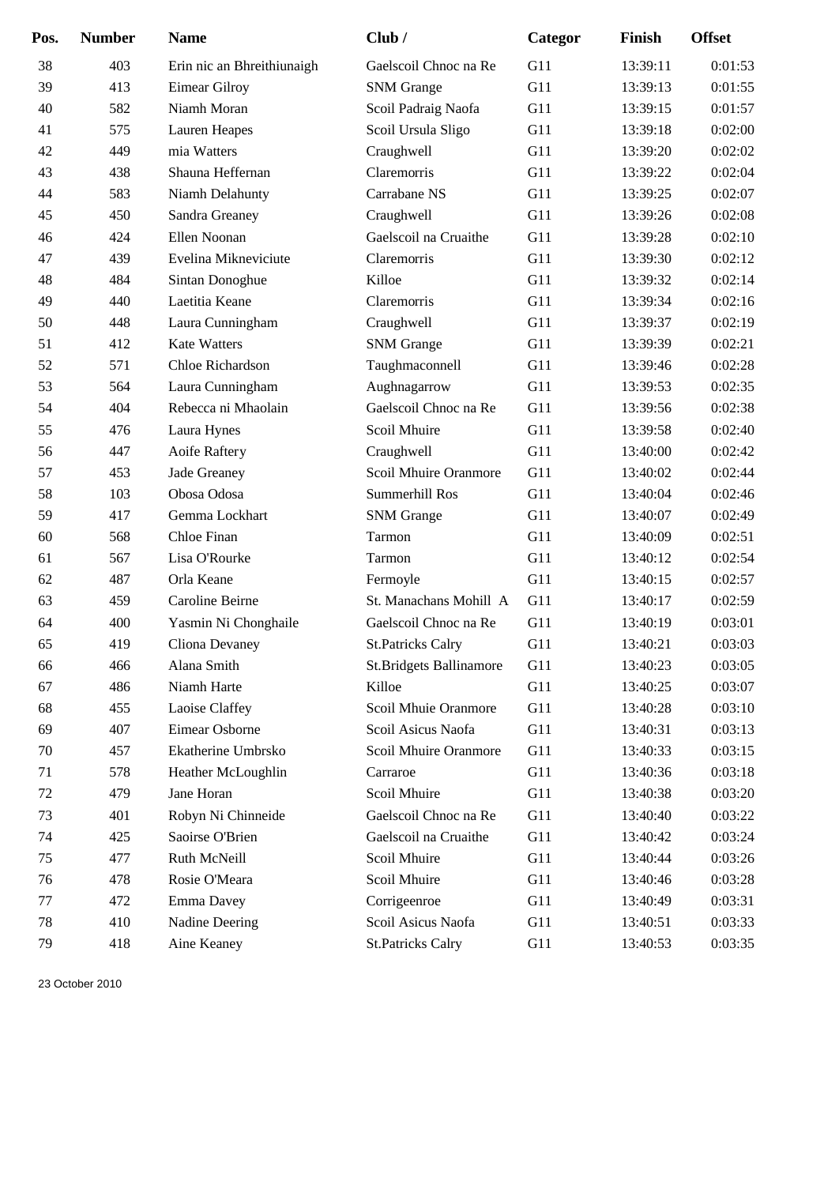| Pos. | Number | Name | Club / | Categor | Finish | Offset |
|---|---|---|---|---|---|---|
| 38 | 403 | Erin nic an Bhreithiunaigh | Gaelscoil Chnoc na Re | G11 | 13:39:11 | 0:01:53 |
| 39 | 413 | Eimear Gilroy | SNM Grange | G11 | 13:39:13 | 0:01:55 |
| 40 | 582 | Niamh Moran | Scoil Padraig Naofa | G11 | 13:39:15 | 0:01:57 |
| 41 | 575 | Lauren Heapes | Scoil Ursula Sligo | G11 | 13:39:18 | 0:02:00 |
| 42 | 449 | mia Watters | Craughwell | G11 | 13:39:20 | 0:02:02 |
| 43 | 438 | Shauna Heffernan | Claremorris | G11 | 13:39:22 | 0:02:04 |
| 44 | 583 | Niamh Delahunty | Carrabane NS | G11 | 13:39:25 | 0:02:07 |
| 45 | 450 | Sandra Greaney | Craughwell | G11 | 13:39:26 | 0:02:08 |
| 46 | 424 | Ellen Noonan | Gaelscoil na Cruaithe | G11 | 13:39:28 | 0:02:10 |
| 47 | 439 | Evelina Mikneviciute | Claremorris | G11 | 13:39:30 | 0:02:12 |
| 48 | 484 | Sintan Donoghue | Killoe | G11 | 13:39:32 | 0:02:14 |
| 49 | 440 | Laetitia Keane | Claremorris | G11 | 13:39:34 | 0:02:16 |
| 50 | 448 | Laura Cunningham | Craughwell | G11 | 13:39:37 | 0:02:19 |
| 51 | 412 | Kate Watters | SNM Grange | G11 | 13:39:39 | 0:02:21 |
| 52 | 571 | Chloe Richardson | Taughmaconnell | G11 | 13:39:46 | 0:02:28 |
| 53 | 564 | Laura Cunningham | Aughnagarrow | G11 | 13:39:53 | 0:02:35 |
| 54 | 404 | Rebecca ni Mhaolain | Gaelscoil Chnoc na Re | G11 | 13:39:56 | 0:02:38 |
| 55 | 476 | Laura Hynes | Scoil Mhuire | G11 | 13:39:58 | 0:02:40 |
| 56 | 447 | Aoife Raftery | Craughwell | G11 | 13:40:00 | 0:02:42 |
| 57 | 453 | Jade Greaney | Scoil Mhuire Oranmore | G11 | 13:40:02 | 0:02:44 |
| 58 | 103 | Obosa Odosa | Summerhill Ros | G11 | 13:40:04 | 0:02:46 |
| 59 | 417 | Gemma Lockhart | SNM Grange | G11 | 13:40:07 | 0:02:49 |
| 60 | 568 | Chloe Finan | Tarmon | G11 | 13:40:09 | 0:02:51 |
| 61 | 567 | Lisa O'Rourke | Tarmon | G11 | 13:40:12 | 0:02:54 |
| 62 | 487 | Orla Keane | Fermoyle | G11 | 13:40:15 | 0:02:57 |
| 63 | 459 | Caroline Beirne | St. Manachans Mohill A | G11 | 13:40:17 | 0:02:59 |
| 64 | 400 | Yasmin Ni Chonghaile | Gaelscoil Chnoc na Re | G11 | 13:40:19 | 0:03:01 |
| 65 | 419 | Cliona Devaney | St.Patricks Calry | G11 | 13:40:21 | 0:03:03 |
| 66 | 466 | Alana Smith | St.Bridgets Ballinamore | G11 | 13:40:23 | 0:03:05 |
| 67 | 486 | Niamh Harte | Killoe | G11 | 13:40:25 | 0:03:07 |
| 68 | 455 | Laoise Claffey | Scoil Mhuie Oranmore | G11 | 13:40:28 | 0:03:10 |
| 69 | 407 | Eimear Osborne | Scoil Asicus Naofa | G11 | 13:40:31 | 0:03:13 |
| 70 | 457 | Ekatherine Umbrsko | Scoil Mhuire Oranmore | G11 | 13:40:33 | 0:03:15 |
| 71 | 578 | Heather McLoughlin | Carraroe | G11 | 13:40:36 | 0:03:18 |
| 72 | 479 | Jane Horan | Scoil Mhuire | G11 | 13:40:38 | 0:03:20 |
| 73 | 401 | Robyn Ni Chinneide | Gaelscoil Chnoc na Re | G11 | 13:40:40 | 0:03:22 |
| 74 | 425 | Saoirse O'Brien | Gaelscoil na Cruaithe | G11 | 13:40:42 | 0:03:24 |
| 75 | 477 | Ruth McNeill | Scoil Mhuire | G11 | 13:40:44 | 0:03:26 |
| 76 | 478 | Rosie O'Meara | Scoil Mhuire | G11 | 13:40:46 | 0:03:28 |
| 77 | 472 | Emma Davey | Corrigeenroe | G11 | 13:40:49 | 0:03:31 |
| 78 | 410 | Nadine Deering | Scoil Asicus Naofa | G11 | 13:40:51 | 0:03:33 |
| 79 | 418 | Aine Keaney | St.Patricks Calry | G11 | 13:40:53 | 0:03:35 |

23 October 2010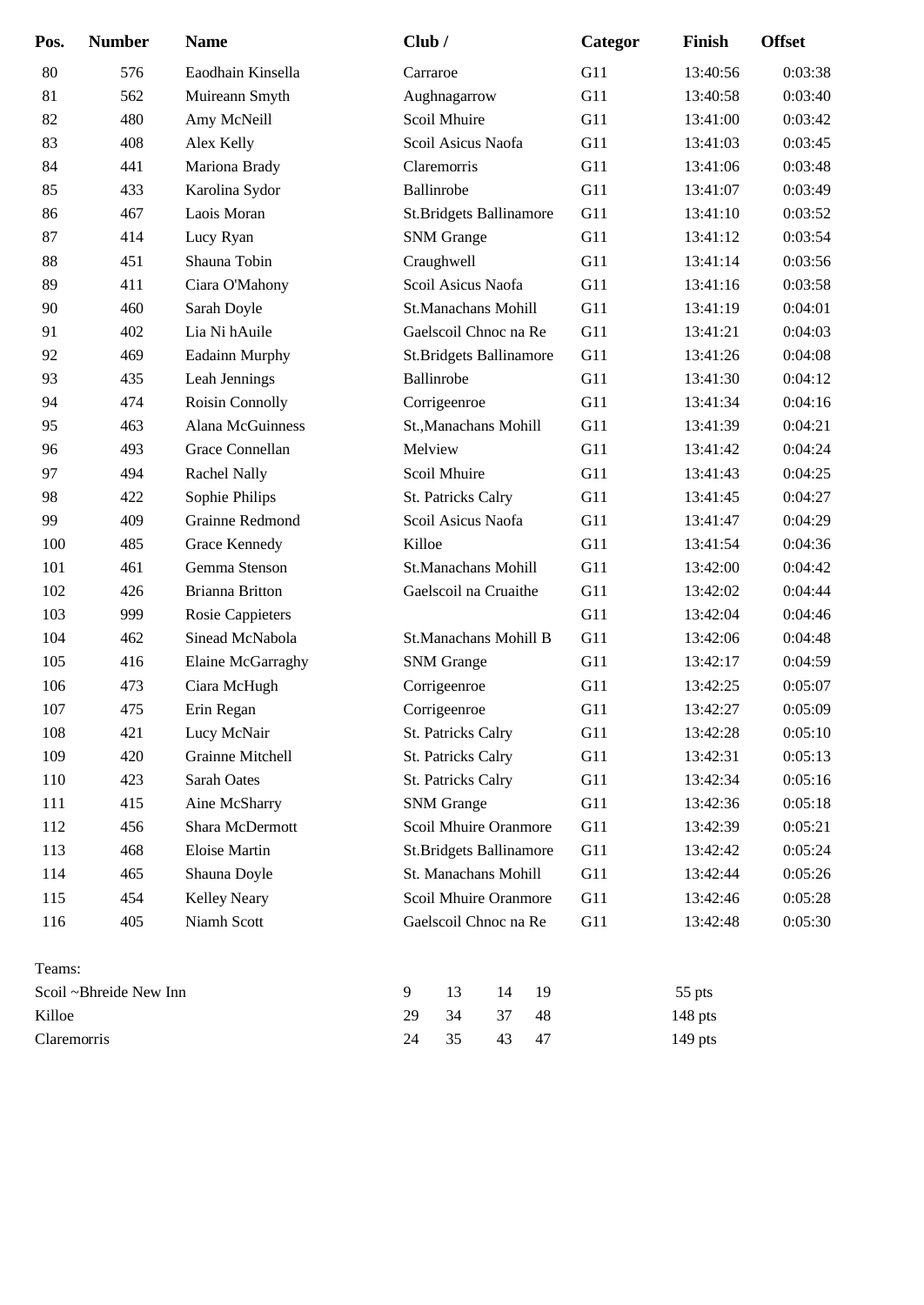| Pos. | Number | Name | Club / | Categor | Finish | Offset |
|---|---|---|---|---|---|---|
| 80 | 576 | Eaodhain Kinsella | Carraroe | G11 | 13:40:56 | 0:03:38 |
| 81 | 562 | Muireann Smyth | Aughnagarrow | G11 | 13:40:58 | 0:03:40 |
| 82 | 480 | Amy McNeill | Scoil Mhuire | G11 | 13:41:00 | 0:03:42 |
| 83 | 408 | Alex Kelly | Scoil Asicus Naofa | G11 | 13:41:03 | 0:03:45 |
| 84 | 441 | Mariona Brady | Claremorris | G11 | 13:41:06 | 0:03:48 |
| 85 | 433 | Karolina Sydor | Ballinrobe | G11 | 13:41:07 | 0:03:49 |
| 86 | 467 | Laois Moran | St.Bridgets Ballinamore | G11 | 13:41:10 | 0:03:52 |
| 87 | 414 | Lucy Ryan | SNM Grange | G11 | 13:41:12 | 0:03:54 |
| 88 | 451 | Shauna Tobin | Craughwell | G11 | 13:41:14 | 0:03:56 |
| 89 | 411 | Ciara O'Mahony | Scoil Asicus Naofa | G11 | 13:41:16 | 0:03:58 |
| 90 | 460 | Sarah Doyle | St.Manachans Mohill | G11 | 13:41:19 | 0:04:01 |
| 91 | 402 | Lia Ni hAuile | Gaelscoil Chnoc na Re | G11 | 13:41:21 | 0:04:03 |
| 92 | 469 | Eadainn Murphy | St.Bridgets Ballinamore | G11 | 13:41:26 | 0:04:08 |
| 93 | 435 | Leah Jennings | Ballinrobe | G11 | 13:41:30 | 0:04:12 |
| 94 | 474 | Roisin Connolly | Corrigeenroe | G11 | 13:41:34 | 0:04:16 |
| 95 | 463 | Alana McGuinness | St.,Manachans Mohill | G11 | 13:41:39 | 0:04:21 |
| 96 | 493 | Grace Connellan | Melview | G11 | 13:41:42 | 0:04:24 |
| 97 | 494 | Rachel Nally | Scoil Mhuire | G11 | 13:41:43 | 0:04:25 |
| 98 | 422 | Sophie Philips | St. Patricks Calry | G11 | 13:41:45 | 0:04:27 |
| 99 | 409 | Grainne Redmond | Scoil Asicus Naofa | G11 | 13:41:47 | 0:04:29 |
| 100 | 485 | Grace Kennedy | Killoe | G11 | 13:41:54 | 0:04:36 |
| 101 | 461 | Gemma Stenson | St.Manachans Mohill | G11 | 13:42:00 | 0:04:42 |
| 102 | 426 | Brianna Britton | Gaelscoil na Cruaithe | G11 | 13:42:02 | 0:04:44 |
| 103 | 999 | Rosie Cappieters | | G11 | 13:42:04 | 0:04:46 |
| 104 | 462 | Sinead McNabola | St.Manachans Mohill B | G11 | 13:42:06 | 0:04:48 |
| 105 | 416 | Elaine McGarraghy | SNM Grange | G11 | 13:42:17 | 0:04:59 |
| 106 | 473 | Ciara McHugh | Corrigeenroe | G11 | 13:42:25 | 0:05:07 |
| 107 | 475 | Erin Regan | Corrigeenroe | G11 | 13:42:27 | 0:05:09 |
| 108 | 421 | Lucy McNair | St. Patricks Calry | G11 | 13:42:28 | 0:05:10 |
| 109 | 420 | Grainne Mitchell | St. Patricks Calry | G11 | 13:42:31 | 0:05:13 |
| 110 | 423 | Sarah Oates | St. Patricks Calry | G11 | 13:42:34 | 0:05:16 |
| 111 | 415 | Aine McSharry | SNM Grange | G11 | 13:42:36 | 0:05:18 |
| 112 | 456 | Shara McDermott | Scoil Mhuire Oranmore | G11 | 13:42:39 | 0:05:21 |
| 113 | 468 | Eloise Martin | St.Bridgets Ballinamore | G11 | 13:42:42 | 0:05:24 |
| 114 | 465 | Shauna Doyle | St. Manachans Mohill | G11 | 13:42:44 | 0:05:26 |
| 115 | 454 | Kelley Neary | Scoil Mhuire Oranmore | G11 | 13:42:46 | 0:05:28 |
| 116 | 405 | Niamh Scott | Gaelscoil Chnoc na Re | G11 | 13:42:48 | 0:05:30 |

Teams:

| Team | | | | | Points |
|---|---|---|---|---|---|
| Scoil ~Bhreide New Inn | 9 | 13 | 14 | 19 | 55 pts |
| Killoe | 29 | 34 | 37 | 48 | 148 pts |
| Claremorris | 24 | 35 | 43 | 47 | 149 pts |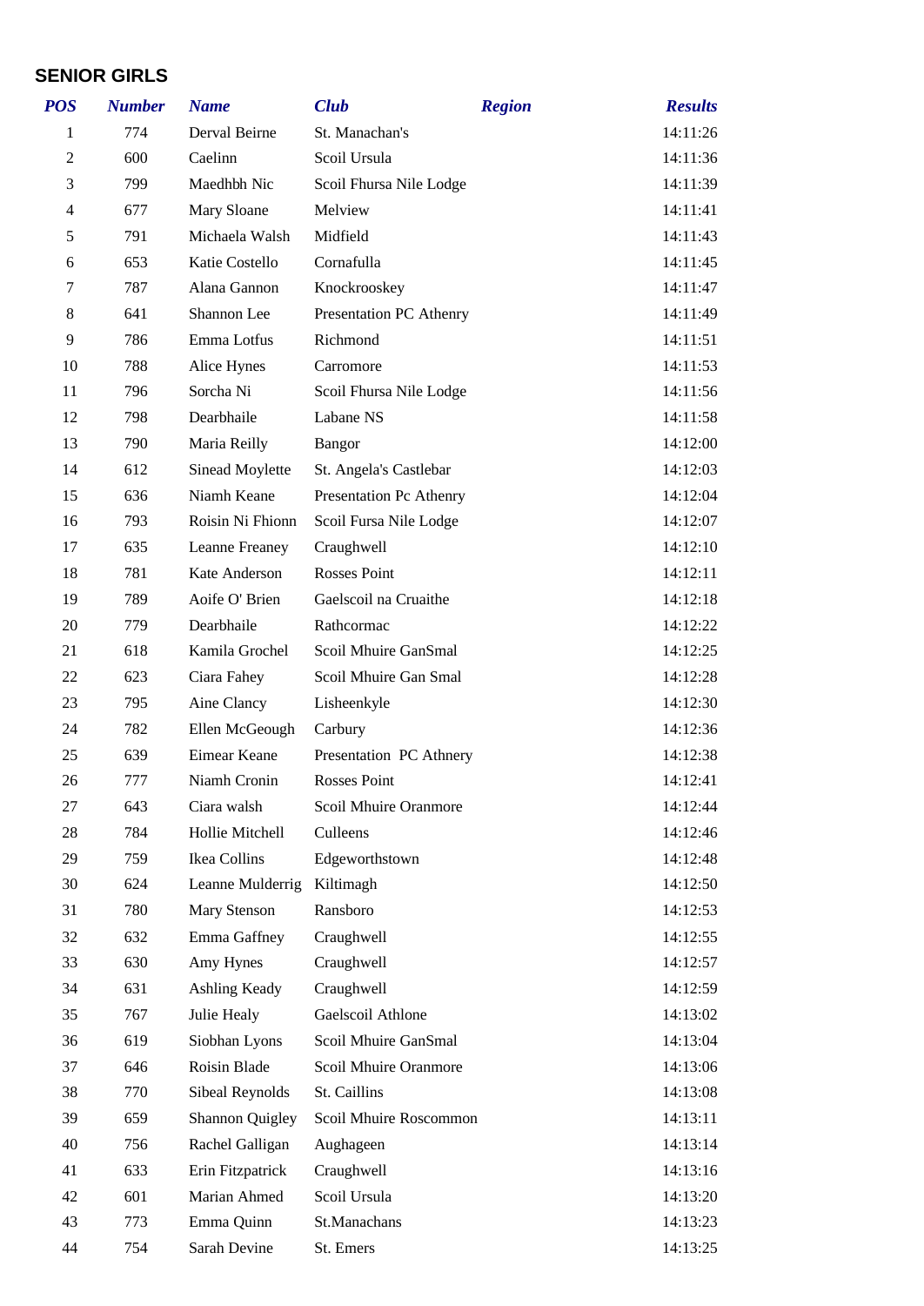## SENIOR GIRLS

| POS | Number | Name | Club | Region | Results |
|---|---|---|---|---|---|
| 1 | 774 | Derval Beirne | St. Manachan's | | 14:11:26 |
| 2 | 600 | Caelinn | Scoil Ursula | | 14:11:36 |
| 3 | 799 | Maedhbh Nic | Scoil Fhursa Nile Lodge | | 14:11:39 |
| 4 | 677 | Mary Sloane | Melview | | 14:11:41 |
| 5 | 791 | Michaela Walsh | Midfield | | 14:11:43 |
| 6 | 653 | Katie Costello | Cornafulla | | 14:11:45 |
| 7 | 787 | Alana Gannon | Knockrooskey | | 14:11:47 |
| 8 | 641 | Shannon Lee | Presentation PC Athenry | | 14:11:49 |
| 9 | 786 | Emma Lotfus | Richmond | | 14:11:51 |
| 10 | 788 | Alice Hynes | Carromore | | 14:11:53 |
| 11 | 796 | Sorcha Ni | Scoil Fhursa Nile Lodge | | 14:11:56 |
| 12 | 798 | Dearbhaile | Labane NS | | 14:11:58 |
| 13 | 790 | Maria Reilly | Bangor | | 14:12:00 |
| 14 | 612 | Sinead Moylette | St. Angela's Castlebar | | 14:12:03 |
| 15 | 636 | Niamh Keane | Presentation Pc Athenry | | 14:12:04 |
| 16 | 793 | Roisin Ni Fhionn | Scoil Fursa Nile Lodge | | 14:12:07 |
| 17 | 635 | Leanne Freaney | Craughwell | | 14:12:10 |
| 18 | 781 | Kate Anderson | Rosses Point | | 14:12:11 |
| 19 | 789 | Aoife O' Brien | Gaelscoil na Cruaithe | | 14:12:18 |
| 20 | 779 | Dearbhaile | Rathcormac | | 14:12:22 |
| 21 | 618 | Kamila Grochel | Scoil Mhuire GanSmal | | 14:12:25 |
| 22 | 623 | Ciara Fahey | Scoil Mhuire Gan Smal | | 14:12:28 |
| 23 | 795 | Aine Clancy | Lisheenkyle | | 14:12:30 |
| 24 | 782 | Ellen McGeough | Carbury | | 14:12:36 |
| 25 | 639 | Eimear Keane | Presentation PC Athnery | | 14:12:38 |
| 26 | 777 | Niamh Cronin | Rosses Point | | 14:12:41 |
| 27 | 643 | Ciara walsh | Scoil Mhuire Oranmore | | 14:12:44 |
| 28 | 784 | Hollie Mitchell | Culleens | | 14:12:46 |
| 29 | 759 | Ikea Collins | Edgeworthstown | | 14:12:48 |
| 30 | 624 | Leanne Mulderrig | Kiltimagh | | 14:12:50 |
| 31 | 780 | Mary Stenson | Ransboro | | 14:12:53 |
| 32 | 632 | Emma Gaffney | Craughwell | | 14:12:55 |
| 33 | 630 | Amy Hynes | Craughwell | | 14:12:57 |
| 34 | 631 | Ashling Keady | Craughwell | | 14:12:59 |
| 35 | 767 | Julie Healy | Gaelscoil Athlone | | 14:13:02 |
| 36 | 619 | Siobhan Lyons | Scoil Mhuire GanSmal | | 14:13:04 |
| 37 | 646 | Roisin Blade | Scoil Mhuire Oranmore | | 14:13:06 |
| 38 | 770 | Sibeal Reynolds | St. Caillins | | 14:13:08 |
| 39 | 659 | Shannon Quigley | Scoil Mhuire Roscommon | | 14:13:11 |
| 40 | 756 | Rachel Galligan | Aughageen | | 14:13:14 |
| 41 | 633 | Erin Fitzpatrick | Craughwell | | 14:13:16 |
| 42 | 601 | Marian Ahmed | Scoil Ursula | | 14:13:20 |
| 43 | 773 | Emma Quinn | St.Manachans | | 14:13:23 |
| 44 | 754 | Sarah Devine | St. Emers | | 14:13:25 |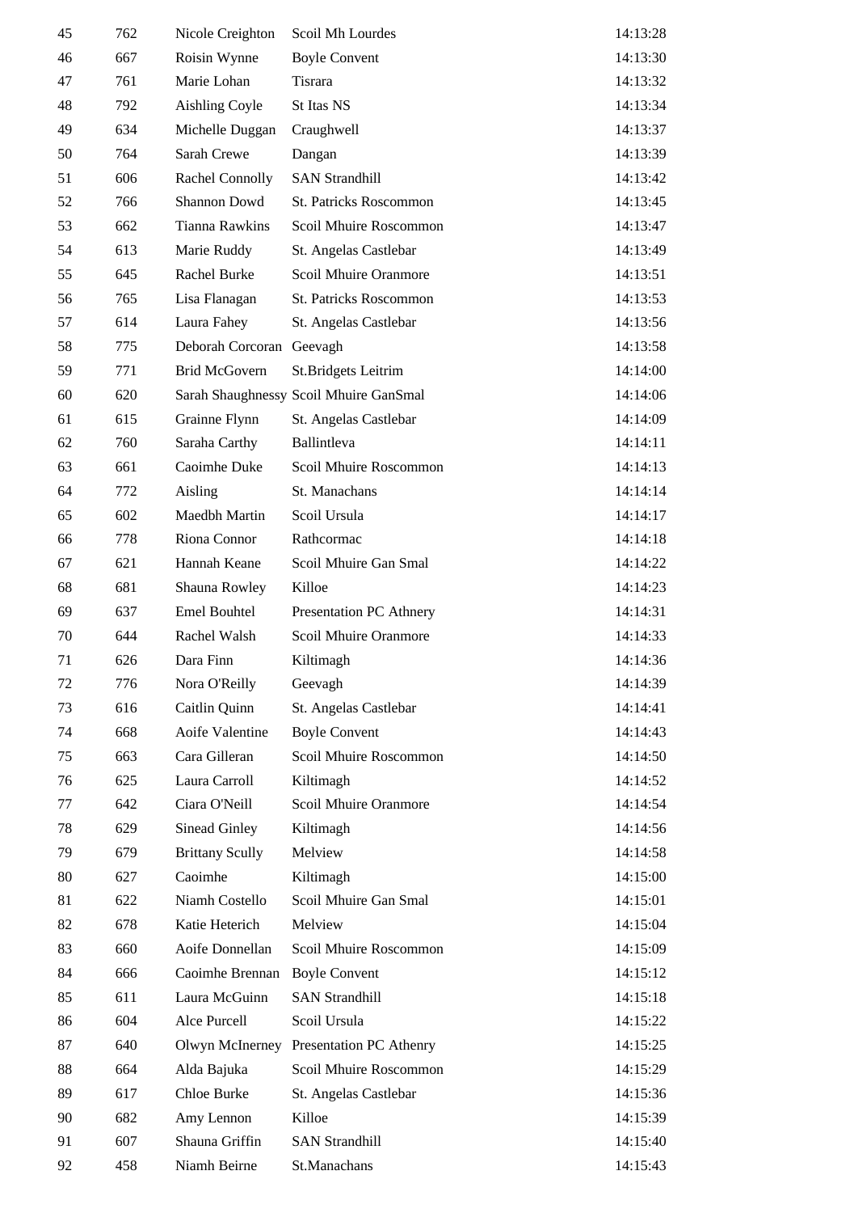| 45 | 762 | Nicole Creighton | Scoil Mh Lourdes | 14:13:28 |
|---|---|---|---|---|
| 46 | 667 | Roisin Wynne | Boyle Convent | 14:13:30 |
| 47 | 761 | Marie Lohan | Tisrara | 14:13:32 |
| 48 | 792 | Aishling Coyle | St Itas NS | 14:13:34 |
| 49 | 634 | Michelle Duggan | Craughwell | 14:13:37 |
| 50 | 764 | Sarah Crewe | Dangan | 14:13:39 |
| 51 | 606 | Rachel Connolly | SAN Strandhill | 14:13:42 |
| 52 | 766 | Shannon Dowd | St. Patricks Roscommon | 14:13:45 |
| 53 | 662 | Tianna Rawkins | Scoil Mhuire Roscommon | 14:13:47 |
| 54 | 613 | Marie Ruddy | St. Angelas Castlebar | 14:13:49 |
| 55 | 645 | Rachel Burke | Scoil Mhuire Oranmore | 14:13:51 |
| 56 | 765 | Lisa Flanagan | St. Patricks Roscommon | 14:13:53 |
| 57 | 614 | Laura Fahey | St. Angelas Castlebar | 14:13:56 |
| 58 | 775 | Deborah Corcoran | Geevagh | 14:13:58 |
| 59 | 771 | Brid McGovern | St.Bridgets Leitrim | 14:14:00 |
| 60 | 620 | Sarah Shaughnessy | Scoil Mhuire GanSmal | 14:14:06 |
| 61 | 615 | Grainne Flynn | St. Angelas Castlebar | 14:14:09 |
| 62 | 760 | Saraha Carthy | Ballintleva | 14:14:11 |
| 63 | 661 | Caoimhe Duke | Scoil Mhuire Roscommon | 14:14:13 |
| 64 | 772 | Aisling | St. Manachans | 14:14:14 |
| 65 | 602 | Maedbh Martin | Scoil Ursula | 14:14:17 |
| 66 | 778 | Riona Connor | Rathcormac | 14:14:18 |
| 67 | 621 | Hannah Keane | Scoil Mhuire Gan Smal | 14:14:22 |
| 68 | 681 | Shauna Rowley | Killoe | 14:14:23 |
| 69 | 637 | Emel Bouhtel | Presentation PC Athenry | 14:14:31 |
| 70 | 644 | Rachel Walsh | Scoil Mhuire Oranmore | 14:14:33 |
| 71 | 626 | Dara Finn | Kiltimagh | 14:14:36 |
| 72 | 776 | Nora O'Reilly | Geevagh | 14:14:39 |
| 73 | 616 | Caitlin Quinn | St. Angelas Castlebar | 14:14:41 |
| 74 | 668 | Aoife Valentine | Boyle Convent | 14:14:43 |
| 75 | 663 | Cara Gilleran | Scoil Mhuire Roscommon | 14:14:50 |
| 76 | 625 | Laura Carroll | Kiltimagh | 14:14:52 |
| 77 | 642 | Ciara O'Neill | Scoil Mhuire Oranmore | 14:14:54 |
| 78 | 629 | Sinead Ginley | Kiltimagh | 14:14:56 |
| 79 | 679 | Brittany Scully | Melview | 14:14:58 |
| 80 | 627 | Caoimhe | Kiltimagh | 14:15:00 |
| 81 | 622 | Niamh Costello | Scoil Mhuire Gan Smal | 14:15:01 |
| 82 | 678 | Katie Heterich | Melview | 14:15:04 |
| 83 | 660 | Aoife Donnellan | Scoil Mhuire Roscommon | 14:15:09 |
| 84 | 666 | Caoimhe Brennan | Boyle Convent | 14:15:12 |
| 85 | 611 | Laura McGuinn | SAN Strandhill | 14:15:18 |
| 86 | 604 | Alce Purcell | Scoil Ursula | 14:15:22 |
| 87 | 640 | Olwyn McInerney | Presentation PC Athenry | 14:15:25 |
| 88 | 664 | Alda Bajuka | Scoil Mhuire Roscommon | 14:15:29 |
| 89 | 617 | Chloe Burke | St. Angelas Castlebar | 14:15:36 |
| 90 | 682 | Amy Lennon | Killoe | 14:15:39 |
| 91 | 607 | Shauna Griffin | SAN Strandhill | 14:15:40 |
| 92 | 458 | Niamh Beirne | St.Manachans | 14:15:43 |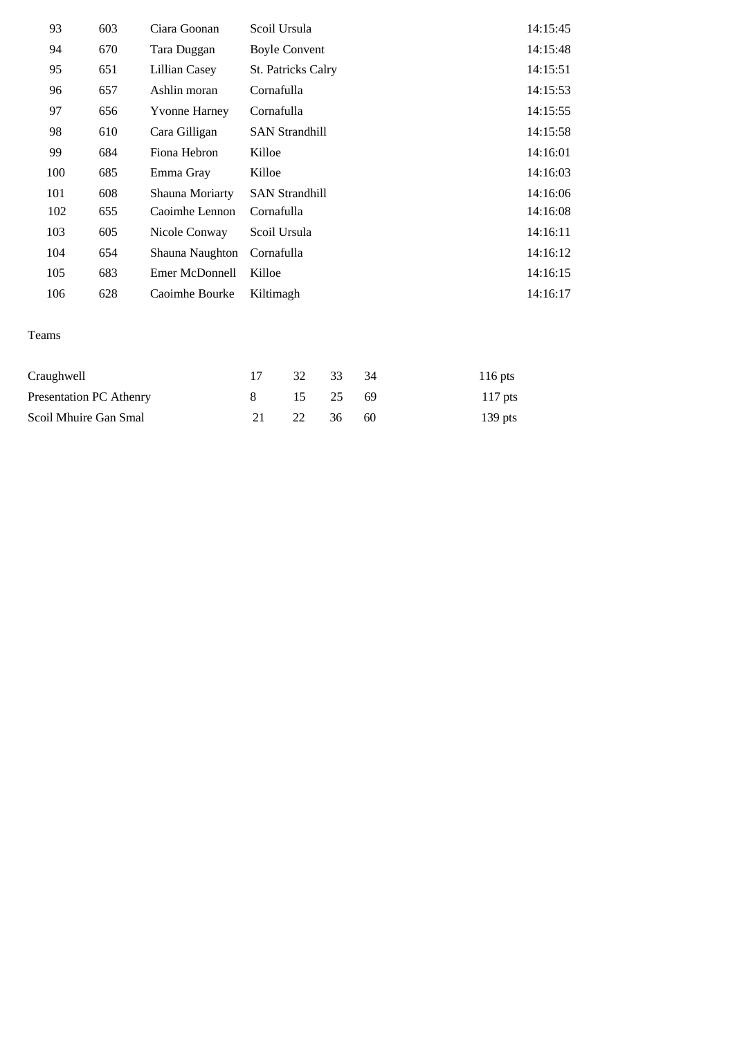| | | | | |
|---|---|---|---|---|
| 93 | 603 | Ciara Goonan | Scoil Ursula | 14:15:45 |
| 94 | 670 | Tara Duggan | Boyle Convent | 14:15:48 |
| 95 | 651 | Lillian Casey | St. Patricks Calry | 14:15:51 |
| 96 | 657 | Ashlin moran | Cornafulla | 14:15:53 |
| 97 | 656 | Yvonne Harney | Cornafulla | 14:15:55 |
| 98 | 610 | Cara Gilligan | SAN Strandhill | 14:15:58 |
| 99 | 684 | Fiona Hebron | Killoe | 14:16:01 |
| 100 | 685 | Emma Gray | Killoe | 14:16:03 |
| 101 | 608 | Shauna Moriarty | SAN Strandhill | 14:16:06 |
| 102 | 655 | Caoimhe Lennon | Cornafulla | 14:16:08 |
| 103 | 605 | Nicole Conway | Scoil Ursula | 14:16:11 |
| 104 | 654 | Shauna Naughton | Cornafulla | 14:16:12 |
| 105 | 683 | Emer McDonnell | Killoe | 14:16:15 |
| 106 | 628 | Caoimhe Bourke | Kiltimagh | 14:16:17 |

Teams

| | | | | | |
|---|---|---|---|---|---|
| Craughwell | 17 | 32 | 33 | 34 | 116 pts |
| Presentation PC Athenry | 8 | 15 | 25 | 69 | 117 pts |
| Scoil Mhuire Gan Smal | 21 | 22 | 36 | 60 | 139 pts |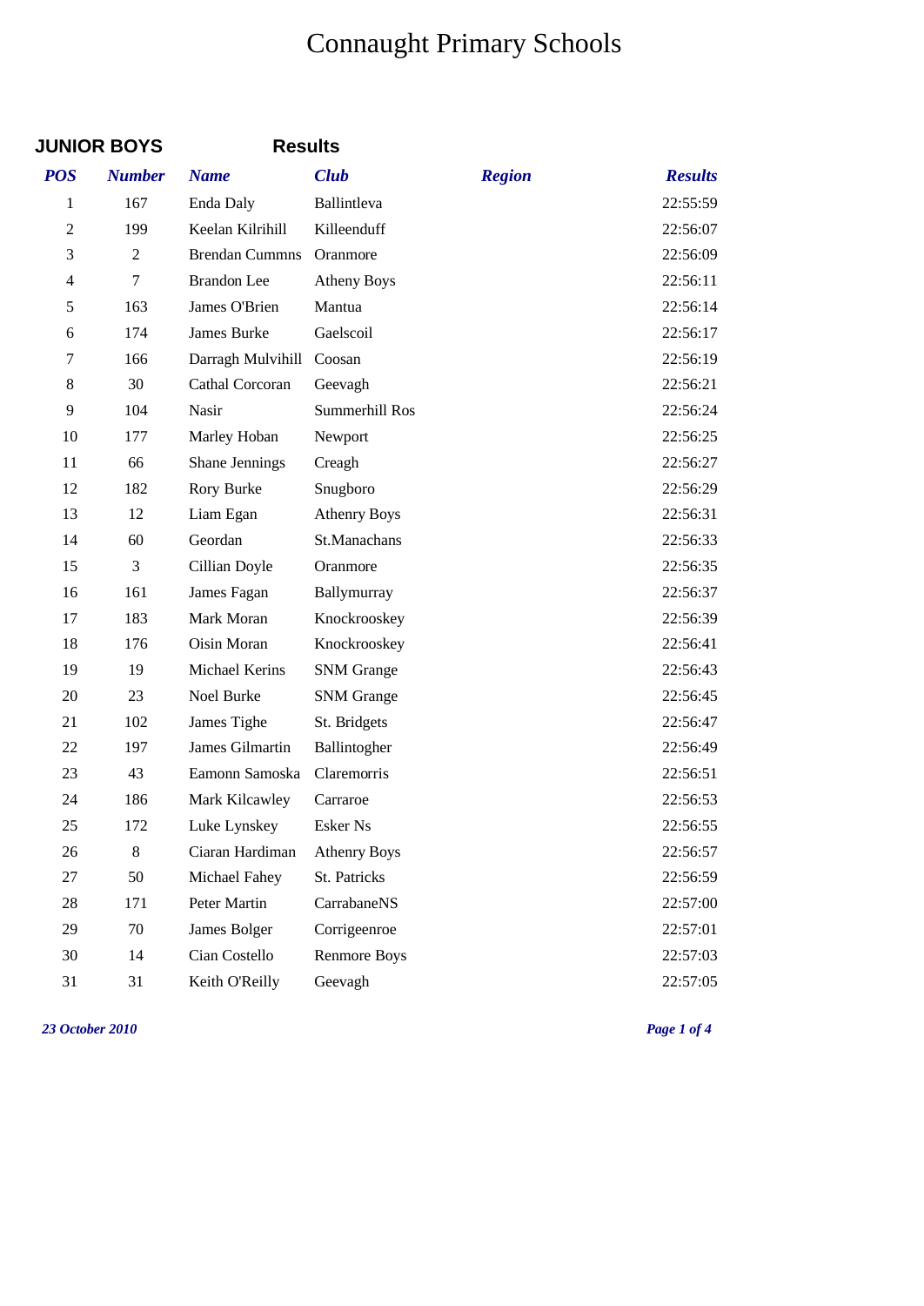# Connaught Primary Schools

**JUNIOR BOYS** **Results**

| POS | Number | Name | Club | Region | Results |
|---|---|---|---|---|---|
| 1 | 167 | Enda Daly | Ballintleva | | 22:55:59 |
| 2 | 199 | Keelan Kilrihill | Killeenduff | | 22:56:07 |
| 3 | 2 | Brendan Cummns | Oranmore | | 22:56:09 |
| 4 | 7 | Brandon Lee | Atheny Boys | | 22:56:11 |
| 5 | 163 | James O'Brien | Mantua | | 22:56:14 |
| 6 | 174 | James Burke | Gaelscoil | | 22:56:17 |
| 7 | 166 | Darragh Mulvihill | Coosan | | 22:56:19 |
| 8 | 30 | Cathal Corcoran | Geevagh | | 22:56:21 |
| 9 | 104 | Nasir | Summerhill Ros | | 22:56:24 |
| 10 | 177 | Marley Hoban | Newport | | 22:56:25 |
| 11 | 66 | Shane Jennings | Creagh | | 22:56:27 |
| 12 | 182 | Rory Burke | Snugboro | | 22:56:29 |
| 13 | 12 | Liam Egan | Athenry Boys | | 22:56:31 |
| 14 | 60 | Geordan | St.Manachans | | 22:56:33 |
| 15 | 3 | Cillian Doyle | Oranmore | | 22:56:35 |
| 16 | 161 | James Fagan | Ballymurray | | 22:56:37 |
| 17 | 183 | Mark Moran | Knockrooskey | | 22:56:39 |
| 18 | 176 | Oisin Moran | Knockrooskey | | 22:56:41 |
| 19 | 19 | Michael Kerins | SNM Grange | | 22:56:43 |
| 20 | 23 | Noel Burke | SNM Grange | | 22:56:45 |
| 21 | 102 | James Tighe | St. Bridgets | | 22:56:47 |
| 22 | 197 | James Gilmartin | Ballintogher | | 22:56:49 |
| 23 | 43 | Eamonn Samoska | Claremorris | | 22:56:51 |
| 24 | 186 | Mark Kilcawley | Carraroe | | 22:56:53 |
| 25 | 172 | Luke Lynskey | Esker Ns | | 22:56:55 |
| 26 | 8 | Ciaran Hardiman | Athenry Boys | | 22:56:57 |
| 27 | 50 | Michael Fahey | St. Patricks | | 22:56:59 |
| 28 | 171 | Peter Martin | CarrabaneNS | | 22:57:00 |
| 29 | 70 | James Bolger | Corrigeenroe | | 22:57:01 |
| 30 | 14 | Cian Costello | Renmore Boys | | 22:57:03 |
| 31 | 31 | Keith O'Reilly | Geevagh | | 22:57:05 |

*23 October 2010*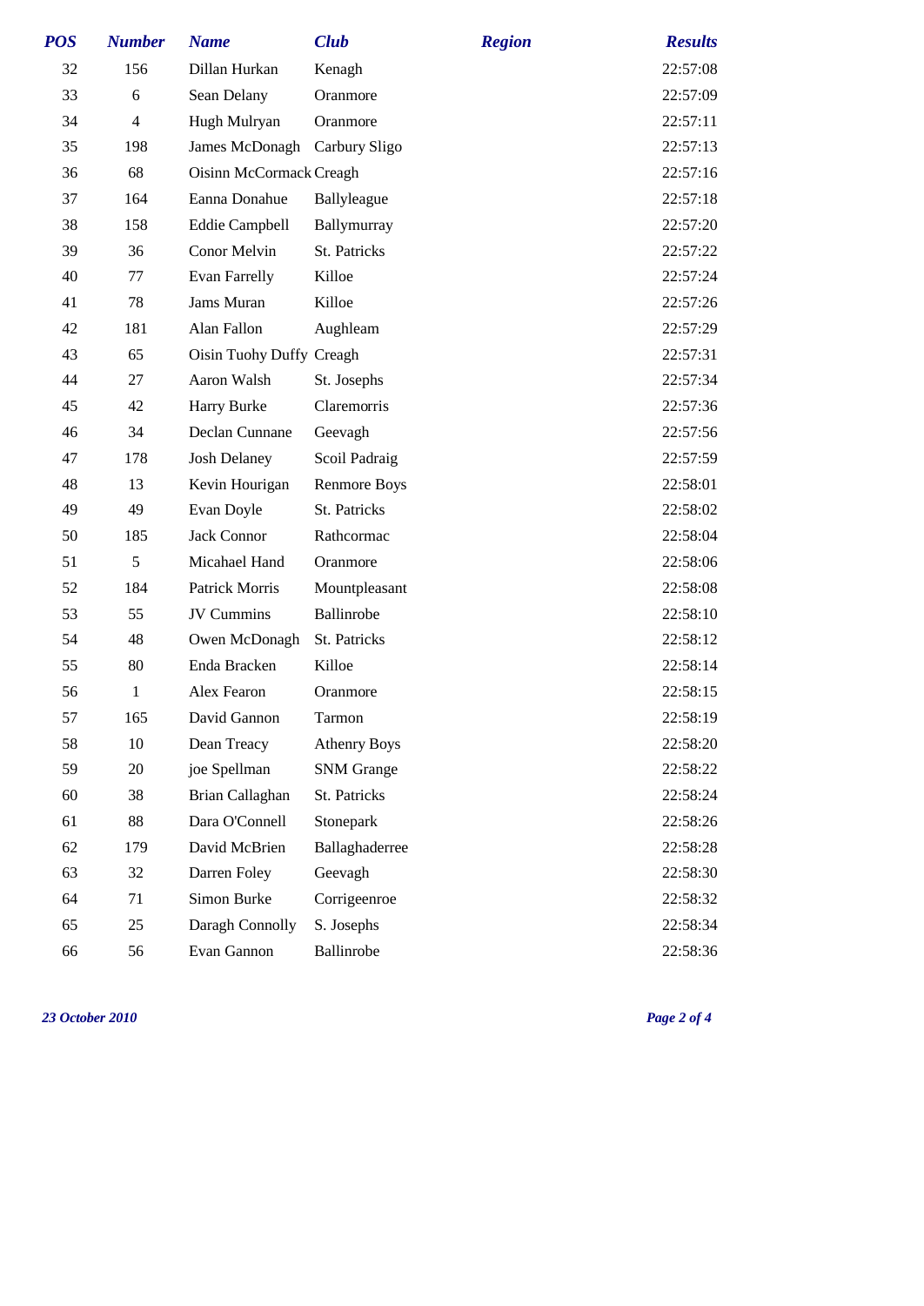| POS | Number | Name | Club | Region | Results |
|---|---|---|---|---|---|
| 32 | 156 | Dillan Hurkan | Kenagh | | 22:57:08 |
| 33 | 6 | Sean Delany | Oranmore | | 22:57:09 |
| 34 | 4 | Hugh Mulryan | Oranmore | | 22:57:11 |
| 35 | 198 | James McDonagh | Carbury Sligo | | 22:57:13 |
| 36 | 68 | Oisinn McCormack | Creagh | | 22:57:16 |
| 37 | 164 | Eanna Donahue | Ballyleague | | 22:57:18 |
| 38 | 158 | Eddie Campbell | Ballymurray | | 22:57:20 |
| 39 | 36 | Conor Melvin | St. Patricks | | 22:57:22 |
| 40 | 77 | Evan Farrelly | Killoe | | 22:57:24 |
| 41 | 78 | Jams Muran | Killoe | | 22:57:26 |
| 42 | 181 | Alan Fallon | Aughleam | | 22:57:29 |
| 43 | 65 | Oisin Tuohy Duffy | Creagh | | 22:57:31 |
| 44 | 27 | Aaron Walsh | St. Josephs | | 22:57:34 |
| 45 | 42 | Harry Burke | Claremorris | | 22:57:36 |
| 46 | 34 | Declan Cunnane | Geevagh | | 22:57:56 |
| 47 | 178 | Josh Delaney | Scoil Padraig | | 22:57:59 |
| 48 | 13 | Kevin Hourigan | Renmore Boys | | 22:58:01 |
| 49 | 49 | Evan Doyle | St. Patricks | | 22:58:02 |
| 50 | 185 | Jack Connor | Rathcormac | | 22:58:04 |
| 51 | 5 | Micahael Hand | Oranmore | | 22:58:06 |
| 52 | 184 | Patrick Morris | Mountpleasant | | 22:58:08 |
| 53 | 55 | JV Cummins | Ballinrobe | | 22:58:10 |
| 54 | 48 | Owen McDonagh | St. Patricks | | 22:58:12 |
| 55 | 80 | Enda Bracken | Killoe | | 22:58:14 |
| 56 | 1 | Alex Fearon | Oranmore | | 22:58:15 |
| 57 | 165 | David Gannon | Tarmon | | 22:58:19 |
| 58 | 10 | Dean Treacy | Athenry Boys | | 22:58:20 |
| 59 | 20 | joe Spellman | SNM Grange | | 22:58:22 |
| 60 | 38 | Brian Callaghan | St. Patricks | | 22:58:24 |
| 61 | 88 | Dara O'Connell | Stonepark | | 22:58:26 |
| 62 | 179 | David McBrien | Ballaghaderree | | 22:58:28 |
| 63 | 32 | Darren Foley | Geevagh | | 22:58:30 |
| 64 | 71 | Simon Burke | Corrigeenroe | | 22:58:32 |
| 65 | 25 | Daragh Connolly | S. Josephs | | 22:58:34 |
| 66 | 56 | Evan Gannon | Ballinrobe | | 22:58:36 |

*23 October 2010*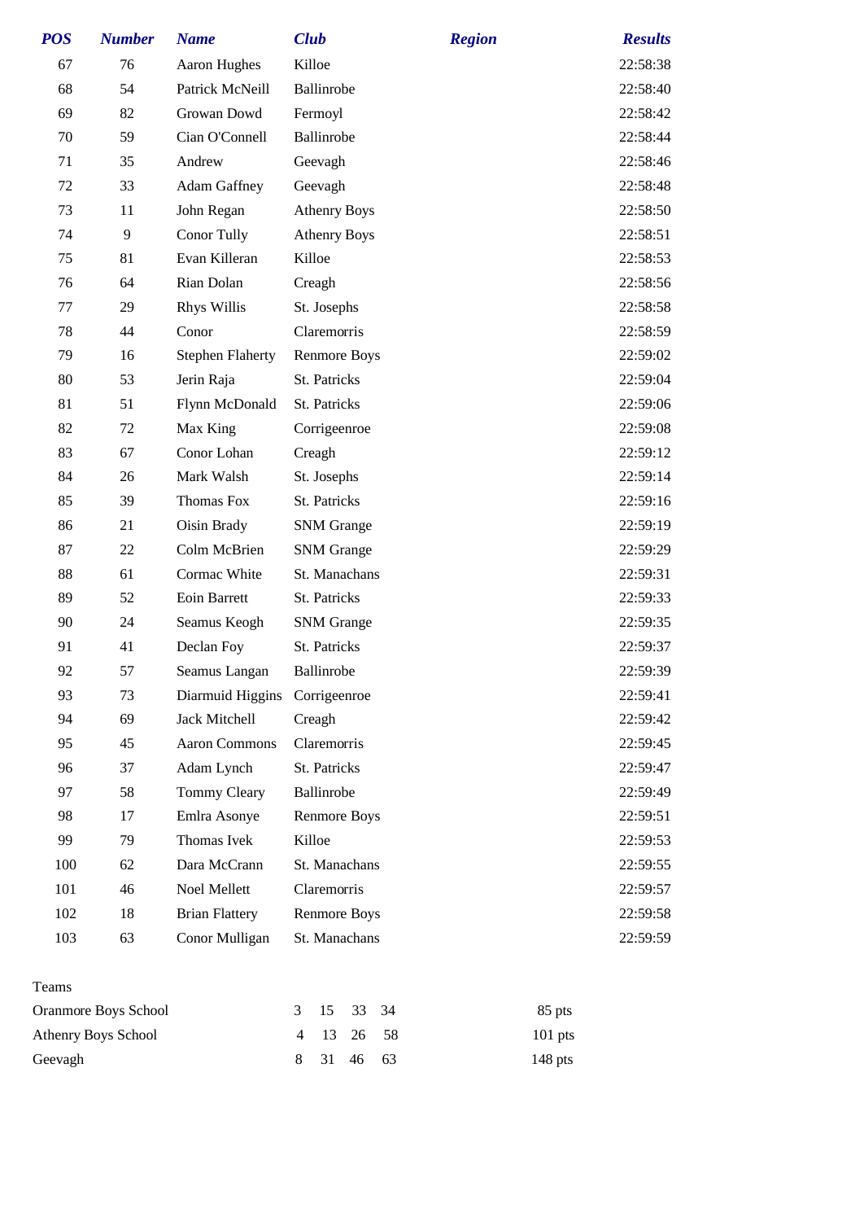| POS | Number | Name | Club | Region | Results |
|---|---|---|---|---|---|
| 67 | 76 | Aaron Hughes | Killoe | | 22:58:38 |
| 68 | 54 | Patrick McNeill | Ballinrobe | | 22:58:40 |
| 69 | 82 | Growan Dowd | Fermoyl | | 22:58:42 |
| 70 | 59 | Cian O'Connell | Ballinrobe | | 22:58:44 |
| 71 | 35 | Andrew | Geevagh | | 22:58:46 |
| 72 | 33 | Adam Gaffney | Geevagh | | 22:58:48 |
| 73 | 11 | John Regan | Athenry Boys | | 22:58:50 |
| 74 | 9 | Conor Tully | Athenry Boys | | 22:58:51 |
| 75 | 81 | Evan Killeran | Killoe | | 22:58:53 |
| 76 | 64 | Rian Dolan | Creagh | | 22:58:56 |
| 77 | 29 | Rhys Willis | St. Josephs | | 22:58:58 |
| 78 | 44 | Conor | Claremorris | | 22:58:59 |
| 79 | 16 | Stephen Flaherty | Renmore Boys | | 22:59:02 |
| 80 | 53 | Jerin Raja | St. Patricks | | 22:59:04 |
| 81 | 51 | Flynn McDonald | St. Patricks | | 22:59:06 |
| 82 | 72 | Max King | Corrigeenroe | | 22:59:08 |
| 83 | 67 | Conor Lohan | Creagh | | 22:59:12 |
| 84 | 26 | Mark Walsh | St. Josephs | | 22:59:14 |
| 85 | 39 | Thomas Fox | St. Patricks | | 22:59:16 |
| 86 | 21 | Oisin Brady | SNM Grange | | 22:59:19 |
| 87 | 22 | Colm McBrien | SNM Grange | | 22:59:29 |
| 88 | 61 | Cormac White | St. Manachans | | 22:59:31 |
| 89 | 52 | Eoin Barrett | St. Patricks | | 22:59:33 |
| 90 | 24 | Seamus Keogh | SNM Grange | | 22:59:35 |
| 91 | 41 | Declan Foy | St. Patricks | | 22:59:37 |
| 92 | 57 | Seamus Langan | Ballinrobe | | 22:59:39 |
| 93 | 73 | Diarmuid Higgins | Corrigeenroe | | 22:59:41 |
| 94 | 69 | Jack Mitchell | Creagh | | 22:59:42 |
| 95 | 45 | Aaron Commons | Claremorris | | 22:59:45 |
| 96 | 37 | Adam Lynch | St. Patricks | | 22:59:47 |
| 97 | 58 | Tommy Cleary | Ballinrobe | | 22:59:49 |
| 98 | 17 | Emlra Asonye | Renmore Boys | | 22:59:51 |
| 99 | 79 | Thomas Ivek | Killoe | | 22:59:53 |
| 100 | 62 | Dara McCrann | St. Manachans | | 22:59:55 |
| 101 | 46 | Noel Mellett | Claremorris | | 22:59:57 |
| 102 | 18 | Brian Flattery | Renmore Boys | | 22:59:58 |
| 103 | 63 | Conor Mulligan | St. Manachans | | 22:59:59 |

Teams

| Team | | | | | Points |
|---|---|---|---|---|---|
| Oranmore Boys School | 3 | 15 | 33 | 34 | 85 pts |
| Athenry Boys School | 4 | 13 | 26 | 58 | 101 pts |
| Geevagh | 8 | 31 | 46 | 63 | 148 pts |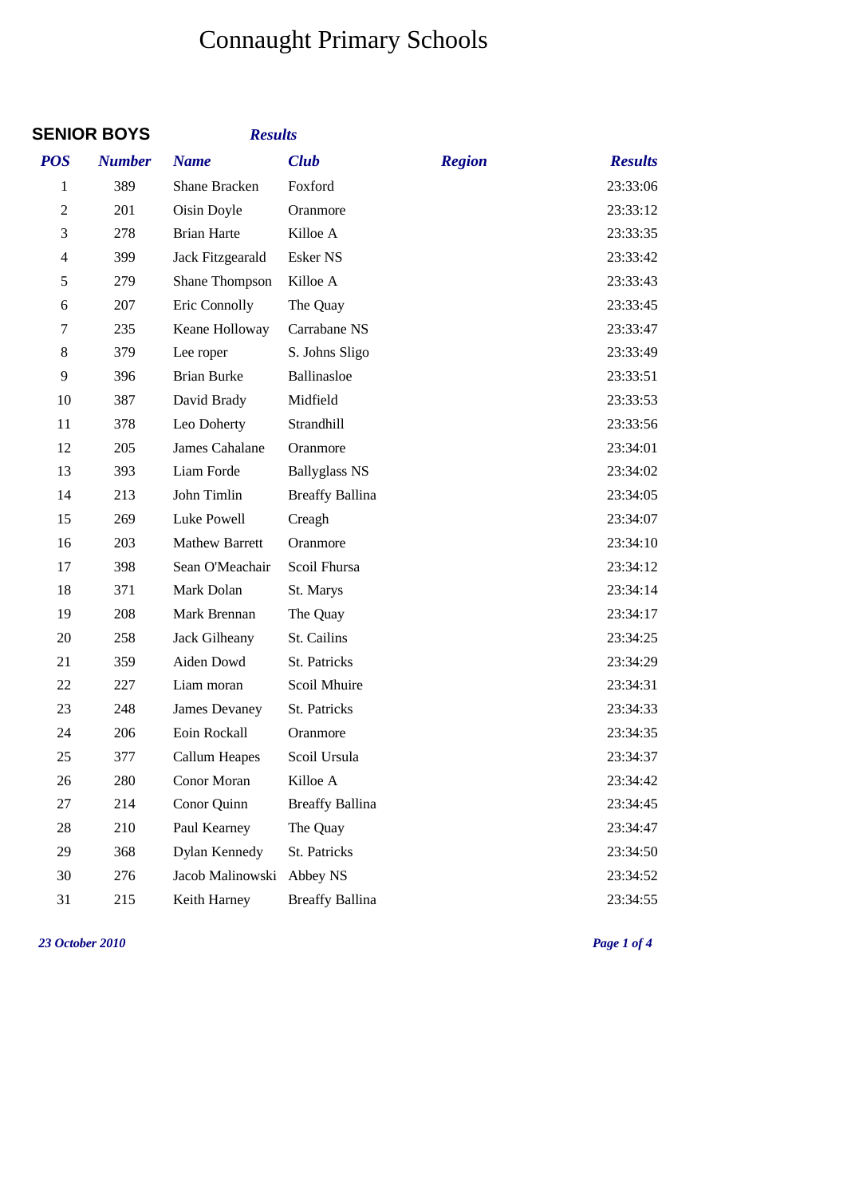# Connaught Primary Schools

## SENIOR BOYS

*Results*

| POS | Number | Name | Club | Region | Results |
|---|---|---|---|---|---|
| 1 | 389 | Shane Bracken | Foxford | | 23:33:06 |
| 2 | 201 | Oisin Doyle | Oranmore | | 23:33:12 |
| 3 | 278 | Brian Harte | Killoe A | | 23:33:35 |
| 4 | 399 | Jack Fitzgearald | Esker NS | | 23:33:42 |
| 5 | 279 | Shane Thompson | Killoe A | | 23:33:43 |
| 6 | 207 | Eric Connolly | The Quay | | 23:33:45 |
| 7 | 235 | Keane Holloway | Carrabane NS | | 23:33:47 |
| 8 | 379 | Lee roper | S. Johns Sligo | | 23:33:49 |
| 9 | 396 | Brian Burke | Ballinasloe | | 23:33:51 |
| 10 | 387 | David Brady | Midfield | | 23:33:53 |
| 11 | 378 | Leo Doherty | Strandhill | | 23:33:56 |
| 12 | 205 | James Cahalane | Oranmore | | 23:34:01 |
| 13 | 393 | Liam Forde | Ballyglass NS | | 23:34:02 |
| 14 | 213 | John Timlin | Breaffy Ballina | | 23:34:05 |
| 15 | 269 | Luke Powell | Creagh | | 23:34:07 |
| 16 | 203 | Mathew Barrett | Oranmore | | 23:34:10 |
| 17 | 398 | Sean O'Meachair | Scoil Fhursa | | 23:34:12 |
| 18 | 371 | Mark Dolan | St. Marys | | 23:34:14 |
| 19 | 208 | Mark Brennan | The Quay | | 23:34:17 |
| 20 | 258 | Jack Gilheany | St. Cailins | | 23:34:25 |
| 21 | 359 | Aiden Dowd | St. Patricks | | 23:34:29 |
| 22 | 227 | Liam moran | Scoil Mhuire | | 23:34:31 |
| 23 | 248 | James Devaney | St. Patricks | | 23:34:33 |
| 24 | 206 | Eoin Rockall | Oranmore | | 23:34:35 |
| 25 | 377 | Callum Heapes | Scoil Ursula | | 23:34:37 |
| 26 | 280 | Conor Moran | Killoe A | | 23:34:42 |
| 27 | 214 | Conor Quinn | Breaffy Ballina | | 23:34:45 |
| 28 | 210 | Paul Kearney | The Quay | | 23:34:47 |
| 29 | 368 | Dylan Kennedy | St. Patricks | | 23:34:50 |
| 30 | 276 | Jacob Malinowski | Abbey NS | | 23:34:52 |
| 31 | 215 | Keith Harney | Breaffy Ballina | | 23:34:55 |

*23 October 2010*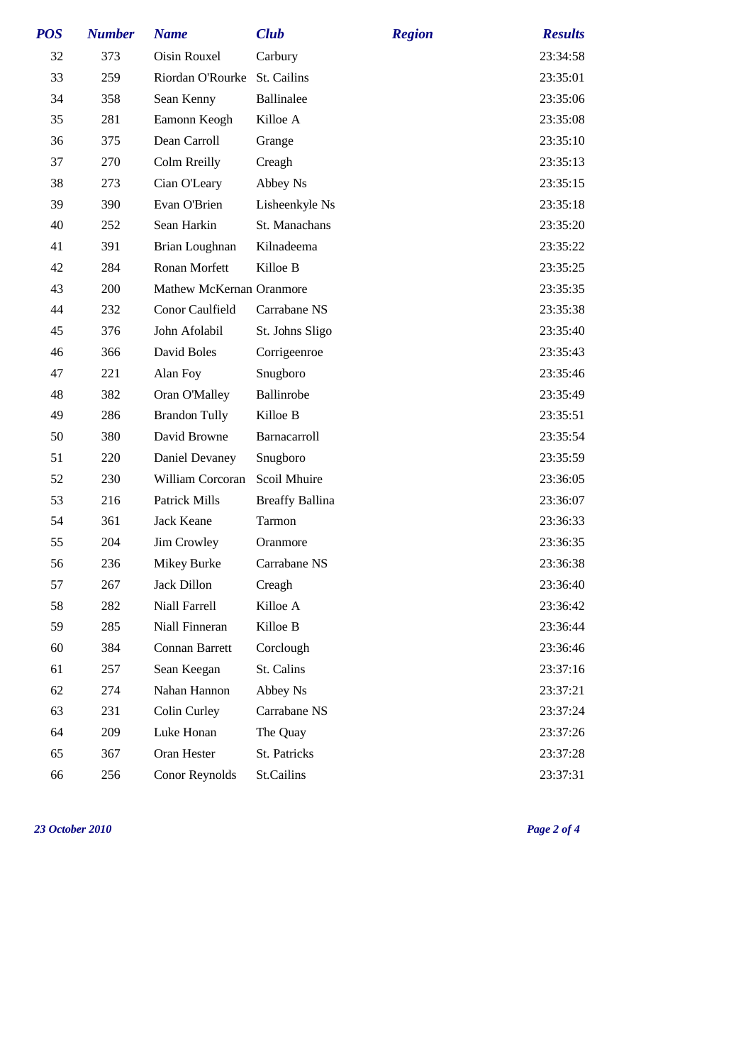| POS | Number | Name | Club | Region | Results |
|---|---|---|---|---|---|
| 32 | 373 | Oisin Rouxel | Carbury | | 23:34:58 |
| 33 | 259 | Riordan O'Rourke | St. Cailins | | 23:35:01 |
| 34 | 358 | Sean Kenny | Ballinalee | | 23:35:06 |
| 35 | 281 | Eamonn Keogh | Killoe A | | 23:35:08 |
| 36 | 375 | Dean Carroll | Grange | | 23:35:10 |
| 37 | 270 | Colm Rreilly | Creagh | | 23:35:13 |
| 38 | 273 | Cian O'Leary | Abbey Ns | | 23:35:15 |
| 39 | 390 | Evan O'Brien | Lisheenkyle Ns | | 23:35:18 |
| 40 | 252 | Sean Harkin | St. Manachans | | 23:35:20 |
| 41 | 391 | Brian Loughnan | Kilnadeema | | 23:35:22 |
| 42 | 284 | Ronan Morfett | Killoe B | | 23:35:25 |
| 43 | 200 | Mathew McKernan | Oranmore | | 23:35:35 |
| 44 | 232 | Conor Caulfield | Carrabane NS | | 23:35:38 |
| 45 | 376 | John Afolabil | St. Johns Sligo | | 23:35:40 |
| 46 | 366 | David Boles | Corrigeenroe | | 23:35:43 |
| 47 | 221 | Alan Foy | Snugboro | | 23:35:46 |
| 48 | 382 | Oran O'Malley | Ballinrobe | | 23:35:49 |
| 49 | 286 | Brandon Tully | Killoe B | | 23:35:51 |
| 50 | 380 | David Browne | Barnacarroll | | 23:35:54 |
| 51 | 220 | Daniel Devaney | Snugboro | | 23:35:59 |
| 52 | 230 | William Corcoran | Scoil Mhuire | | 23:36:05 |
| 53 | 216 | Patrick Mills | Breaffy Ballina | | 23:36:07 |
| 54 | 361 | Jack Keane | Tarmon | | 23:36:33 |
| 55 | 204 | Jim Crowley | Oranmore | | 23:36:35 |
| 56 | 236 | Mikey Burke | Carrabane NS | | 23:36:38 |
| 57 | 267 | Jack Dillon | Creagh | | 23:36:40 |
| 58 | 282 | Niall Farrell | Killoe A | | 23:36:42 |
| 59 | 285 | Niall Finneran | Killoe B | | 23:36:44 |
| 60 | 384 | Connan Barrett | Corclough | | 23:36:46 |
| 61 | 257 | Sean Keegan | St. Calins | | 23:37:16 |
| 62 | 274 | Nahan Hannon | Abbey Ns | | 23:37:21 |
| 63 | 231 | Colin Curley | Carrabane NS | | 23:37:24 |
| 64 | 209 | Luke Honan | The Quay | | 23:37:26 |
| 65 | 367 | Oran Hester | St. Patricks | | 23:37:28 |
| 66 | 256 | Conor Reynolds | St.Cailins | | 23:37:31 |

*23 October 2010*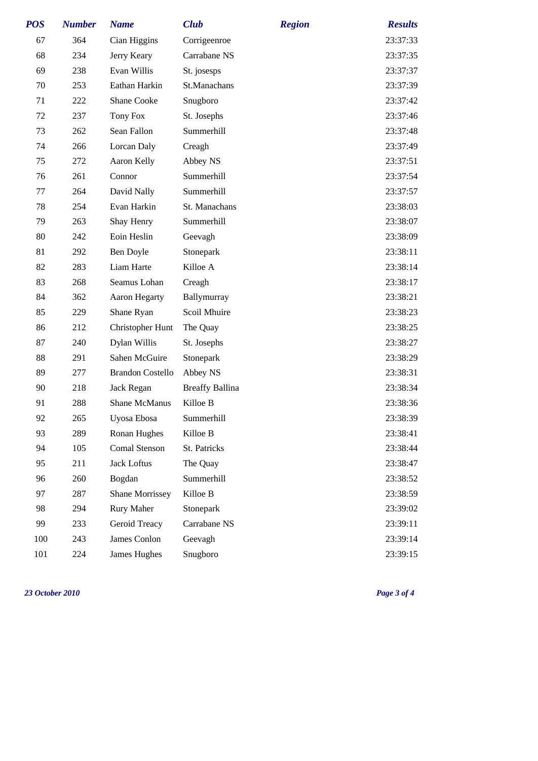| POS | Number | Name | Club | Region | Results |
|---|---|---|---|---|---|
| 67 | 364 | Cian Higgins | Corrigeenroe | | 23:37:33 |
| 68 | 234 | Jerry Keary | Carrabane NS | | 23:37:35 |
| 69 | 238 | Evan Willis | St. josesps | | 23:37:37 |
| 70 | 253 | Eathan Harkin | St.Manachans | | 23:37:39 |
| 71 | 222 | Shane Cooke | Snugboro | | 23:37:42 |
| 72 | 237 | Tony Fox | St. Josephs | | 23:37:46 |
| 73 | 262 | Sean Fallon | Summerhill | | 23:37:48 |
| 74 | 266 | Lorcan Daly | Creagh | | 23:37:49 |
| 75 | 272 | Aaron Kelly | Abbey NS | | 23:37:51 |
| 76 | 261 | Connor | Summerhill | | 23:37:54 |
| 77 | 264 | David Nally | Summerhill | | 23:37:57 |
| 78 | 254 | Evan Harkin | St. Manachans | | 23:38:03 |
| 79 | 263 | Shay Henry | Summerhill | | 23:38:07 |
| 80 | 242 | Eoin Heslin | Geevagh | | 23:38:09 |
| 81 | 292 | Ben Doyle | Stonepark | | 23:38:11 |
| 82 | 283 | Liam Harte | Killoe A | | 23:38:14 |
| 83 | 268 | Seamus Lohan | Creagh | | 23:38:17 |
| 84 | 362 | Aaron Hegarty | Ballymurray | | 23:38:21 |
| 85 | 229 | Shane Ryan | Scoil Mhuire | | 23:38:23 |
| 86 | 212 | Christopher Hunt | The Quay | | 23:38:25 |
| 87 | 240 | Dylan Willis | St. Josephs | | 23:38:27 |
| 88 | 291 | Sahen McGuire | Stonepark | | 23:38:29 |
| 89 | 277 | Brandon Costello | Abbey NS | | 23:38:31 |
| 90 | 218 | Jack Regan | Breaffy Ballina | | 23:38:34 |
| 91 | 288 | Shane McManus | Killoe B | | 23:38:36 |
| 92 | 265 | Uyosa Ebosa | Summerhill | | 23:38:39 |
| 93 | 289 | Ronan Hughes | Killoe B | | 23:38:41 |
| 94 | 105 | Comal Stenson | St. Patricks | | 23:38:44 |
| 95 | 211 | Jack Loftus | The Quay | | 23:38:47 |
| 96 | 260 | Bogdan | Summerhill | | 23:38:52 |
| 97 | 287 | Shane Morrissey | Killoe B | | 23:38:59 |
| 98 | 294 | Rury Maher | Stonepark | | 23:39:02 |
| 99 | 233 | Geroid Treacy | Carrabane NS | | 23:39:11 |
| 100 | 243 | James Conlon | Geevagh | | 23:39:14 |
| 101 | 224 | James Hughes | Snugboro | | 23:39:15 |

*23 October 2010*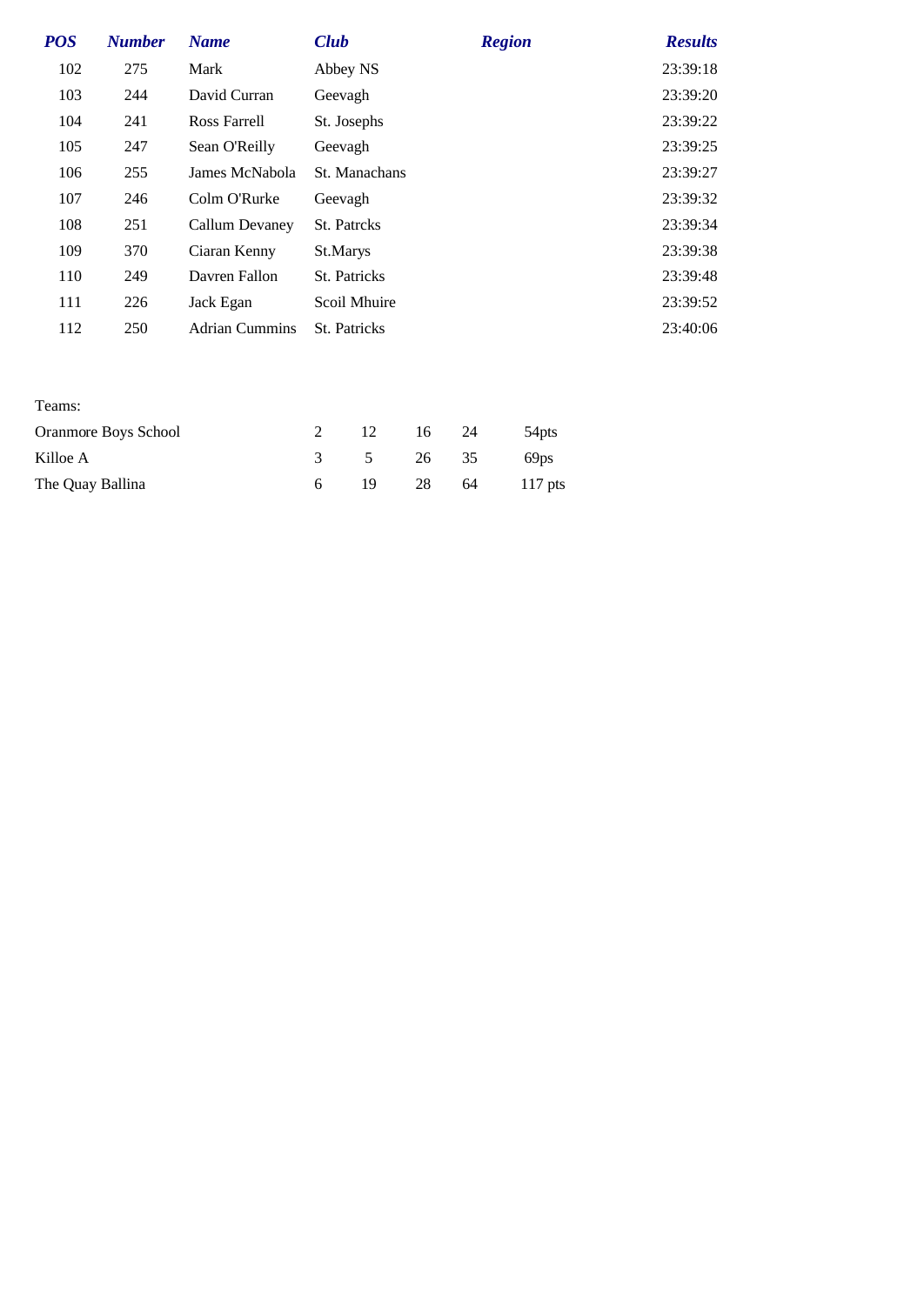| *POS* | *Number* | *Name* | *Club* | *Region* | *Results* |
|---|---|---|---|---|---|
| 102 | 275 | Mark | Abbey NS | | 23:39:18 |
| 103 | 244 | David Curran | Geevagh | | 23:39:20 |
| 104 | 241 | Ross Farrell | St. Josephs | | 23:39:22 |
| 105 | 247 | Sean O'Reilly | Geevagh | | 23:39:25 |
| 106 | 255 | James McNabola | St. Manachans | | 23:39:27 |
| 107 | 246 | Colm O'Rurke | Geevagh | | 23:39:32 |
| 108 | 251 | Callum Devaney | St. Patrcks | | 23:39:34 |
| 109 | 370 | Ciaran Kenny | St.Marys | | 23:39:38 |
| 110 | 249 | Davren Fallon | St. Patricks | | 23:39:48 |
| 111 | 226 | Jack Egan | Scoil Mhuire | | 23:39:52 |
| 112 | 250 | Adrian Cummins | St. Patricks | | 23:40:06 |

Teams:

| | | | | | |
|---|---|---|---|---|---|
| Oranmore Boys School | 2 | 12 | 16 | 24 | 54pts |
| Killoe A | 3 | 5 | 26 | 35 | 69ps |
| The Quay Ballina | 6 | 19 | 28 | 64 | 117 pts |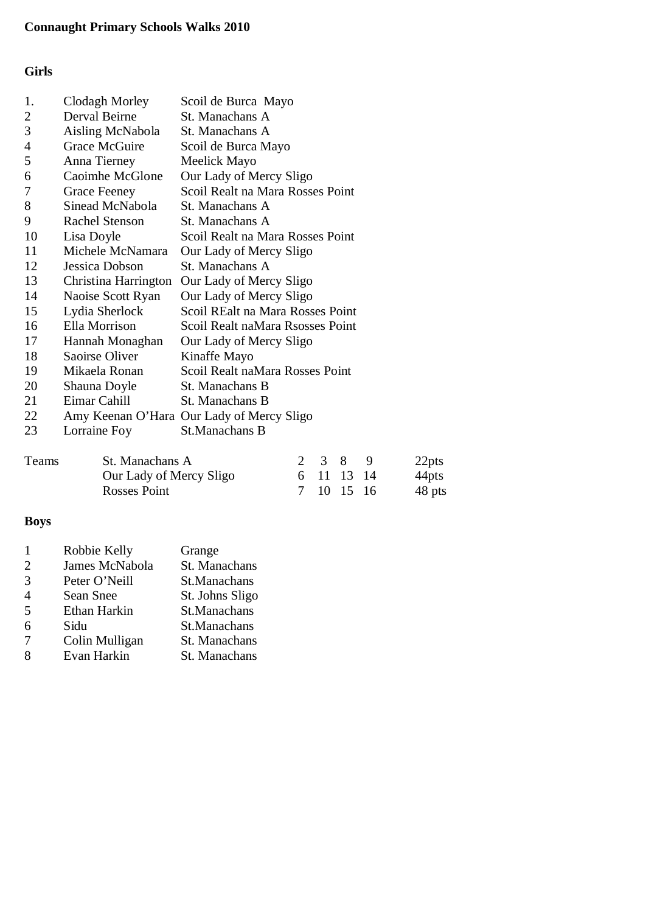**Connaught Primary Schools Walks 2010**

**Girls**

| | | |
|---|---|---|
| 1. | Clodagh Morley | Scoil de Burca Mayo |
| 2 | Derval Beirne | St. Manachans A |
| 3 | Aisling McNabola | St. Manachans A |
| 4 | Grace McGuire | Scoil de Burca Mayo |
| 5 | Anna Tierney | Meelick Mayo |
| 6 | Caoimhe McGlone | Our Lady of Mercy Sligo |
| 7 | Grace Feeney | Scoil Realt na Mara Rosses Point |
| 8 | Sinead McNabola | St. Manachans A |
| 9 | Rachel Stenson | St. Manachans A |
| 10 | Lisa Doyle | Scoil Realt na Mara Rosses Point |
| 11 | Michele McNamara | Our Lady of Mercy Sligo |
| 12 | Jessica Dobson | St. Manachans A |
| 13 | Christina Harrington | Our Lady of Mercy Sligo |
| 14 | Naoise Scott Ryan | Our Lady of Mercy Sligo |
| 15 | Lydia Sherlock | Scoil REalt na Mara Rosses Point |
| 16 | Ella Morrison | Scoil Realt naMara Rsosses Point |
| 17 | Hannah Monaghan | Our Lady of Mercy Sligo |
| 18 | Saoirse Oliver | Kinaffe Mayo |
| 19 | Mikaela Ronan | Scoil Realt naMara Rosses Point |
| 20 | Shauna Doyle | St. Manachans B |
| 21 | Eimar Cahill | St. Manachans B |
| 22 | Amy Keenan O'Hara | Our Lady of Mercy Sligo |
| 23 | Lorraine Foy | St.Manachans B |

| | | | | | | |
|---|---|---|---|---|---|---|
| Teams | St. Manachans A | 2 | 3 | 8 | 9 | 22pts |
| | Our Lady of Mercy Sligo | 6 | 11 | 13 | 14 | 44pts |
| | Rosses Point | 7 | 10 | 15 | 16 | 48 pts |

**Boys**

| | | |
|---|---|---|
| 1 | Robbie Kelly | Grange |
| 2 | James McNabola | St. Manachans |
| 3 | Peter O'Neill | St.Manachans |
| 4 | Sean Snee | St. Johns Sligo |
| 5 | Ethan Harkin | St.Manachans |
| 6 | Sidu | St.Manachans |
| 7 | Colin Mulligan | St. Manachans |
| 8 | Evan Harkin | St. Manachans |